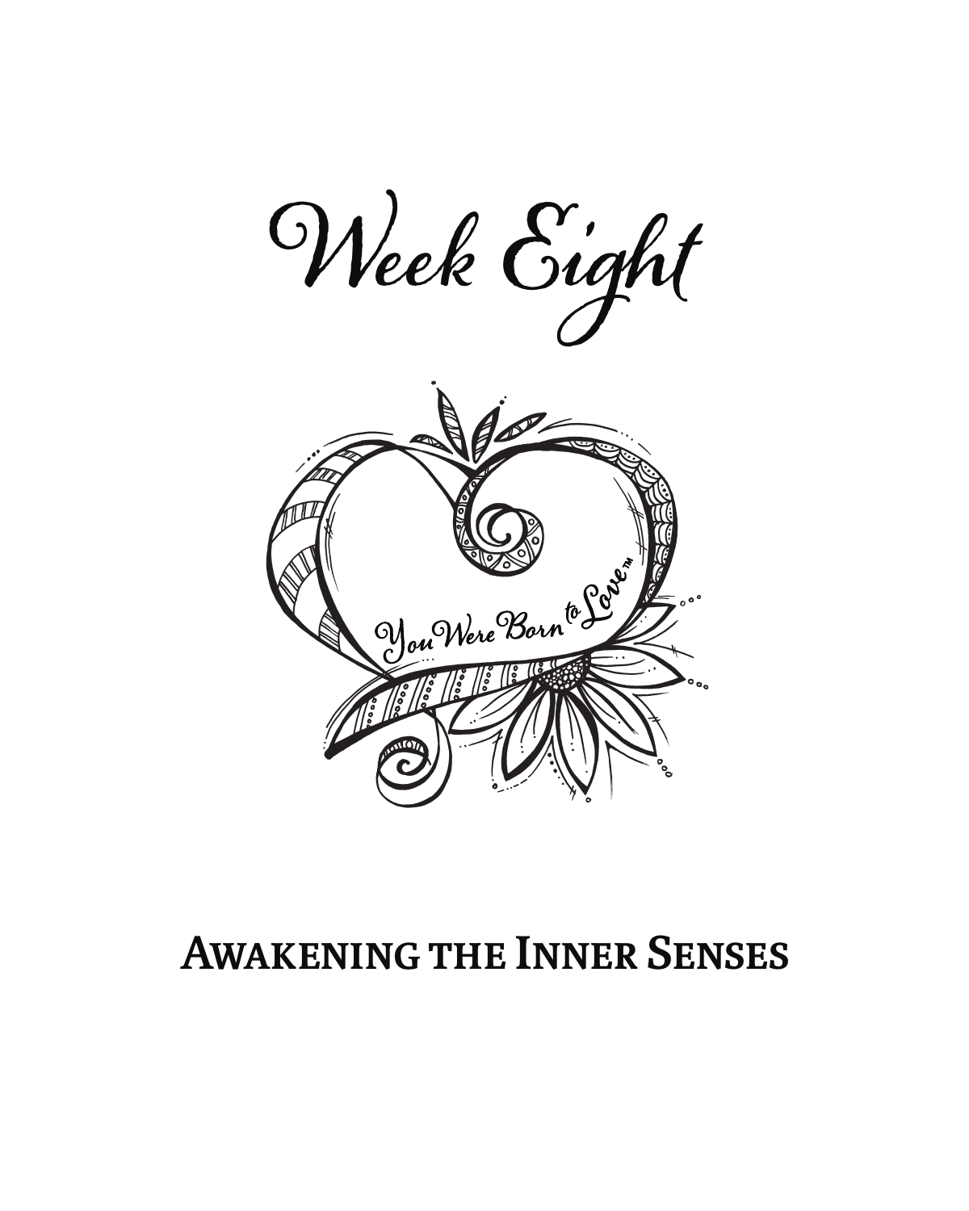# Week Eight

## Awakening the Inner Senses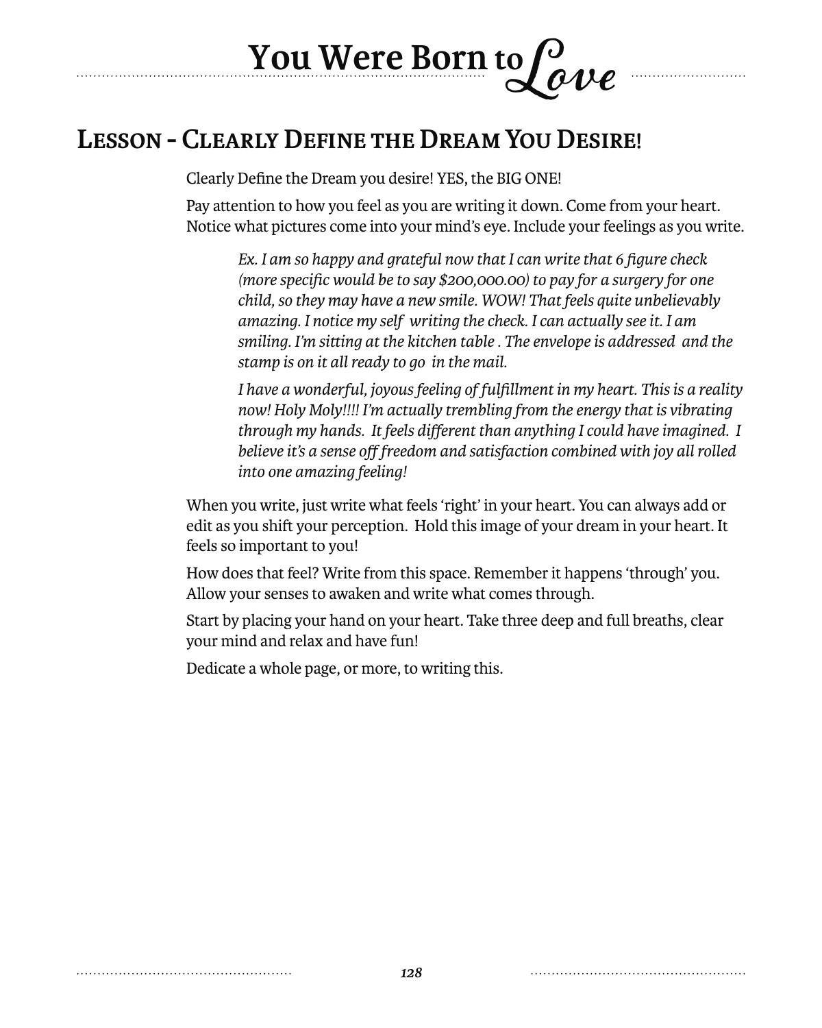## Lesson - Clearly Define the Dream You Desire!

Clearly Define the Dream you desire! YES, the BIG ONE!

Pay attention to how you feel as you are writing it down. Come from your heart. Notice what pictures come into your mind's eye. Include your feelings as you write.

> *Ex. I am so happy and grateful now that I can write that 6 figure check (more specific would be to say $200,000.00) to pay for a surgery for one child, so they may have a new smile. WOW! That feels quite unbelievably amazing. I notice my self writing the check. I can actually see it. I am smiling. I'm sitting at the kitchen table . The envelope is addressed and the stamp is on it all ready to go in the mail.*
>
> *I have a wonderful, joyous feeling of fulfillment in my heart. This is a reality now! Holy Moly!!!! I'm actually trembling from the energy that is vibrating through my hands. It feels different than anything I could have imagined. I believe it's a sense off freedom and satisfaction combined with joy all rolled into one amazing feeling!*

When you write, just write what feels 'right' in your heart. You can always add or edit as you shift your perception. Hold this image of your dream in your heart. It feels so important to you!

How does that feel? Write from this space. Remember it happens 'through' you. Allow your senses to awaken and write what comes through.

Start by placing your hand on your heart. Take three deep and full breaths, clear your mind and relax and have fun!

Dedicate a whole page, or more, to writing this.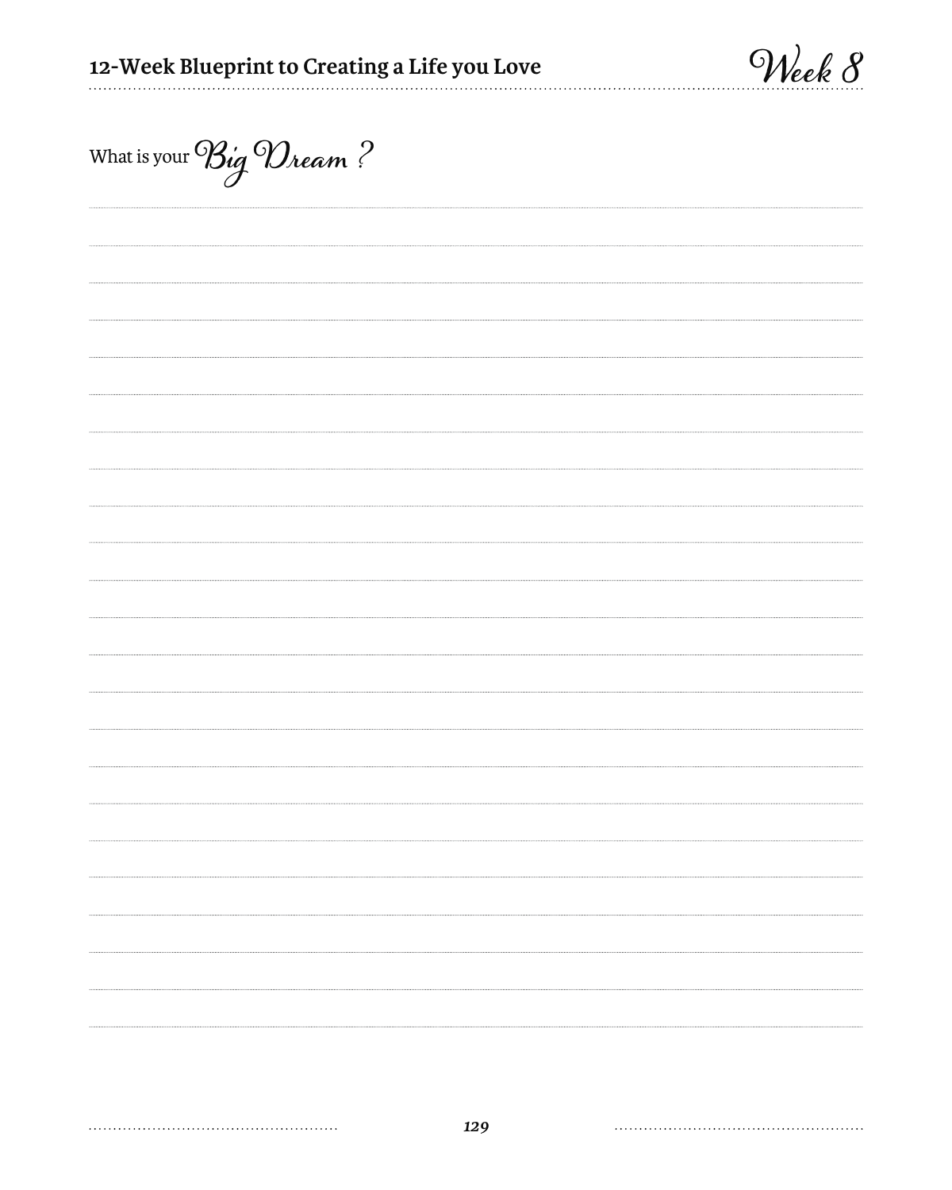What is your *Big Dream* ?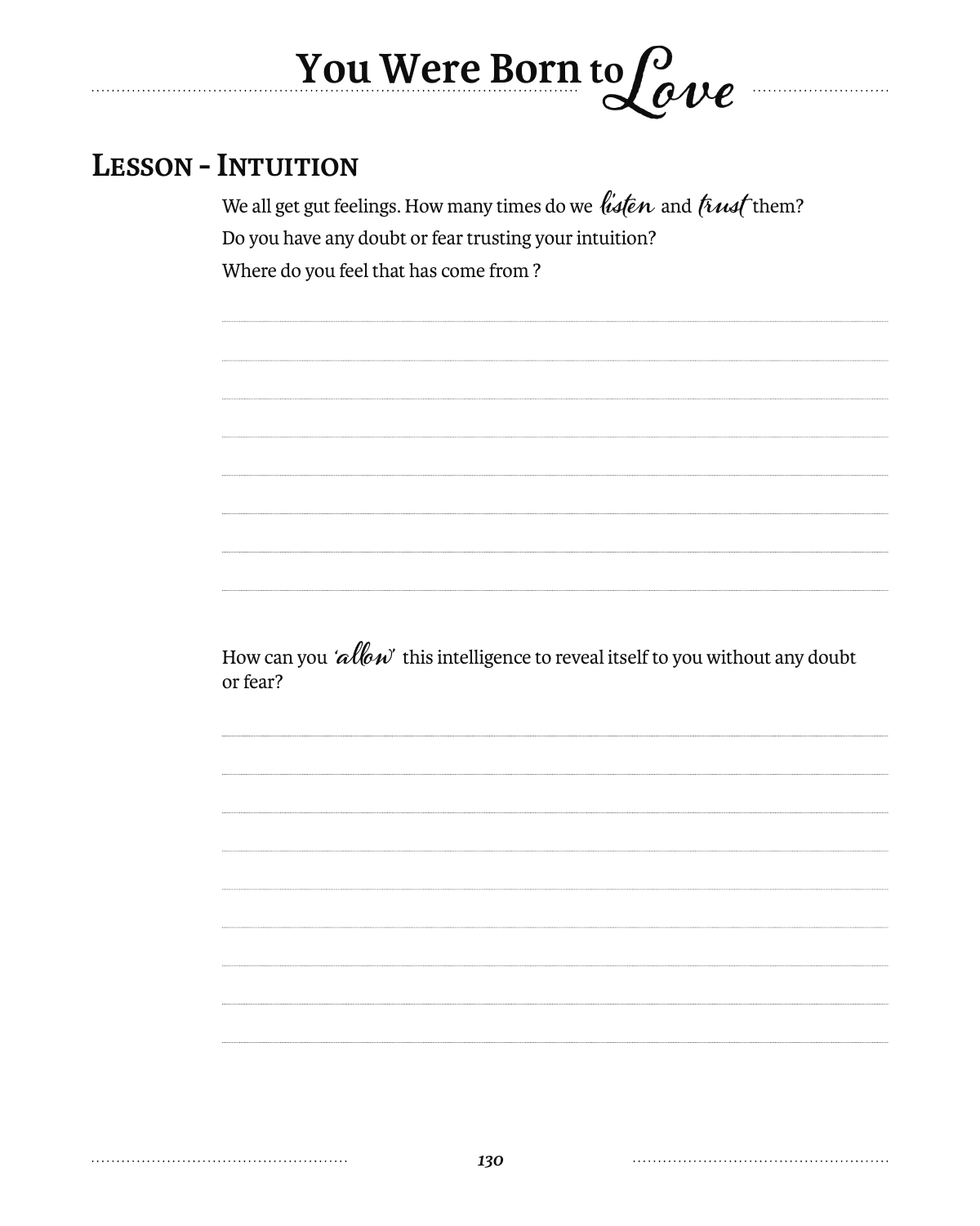## Lesson - Intuition

We all get gut feelings. How many times do we *listen* and *trust* them?

Do you have any doubt or fear trusting your intuition?

Where do you feel that has come from ?

How can you *'allow'* this intelligence to reveal itself to you without any doubt or fear?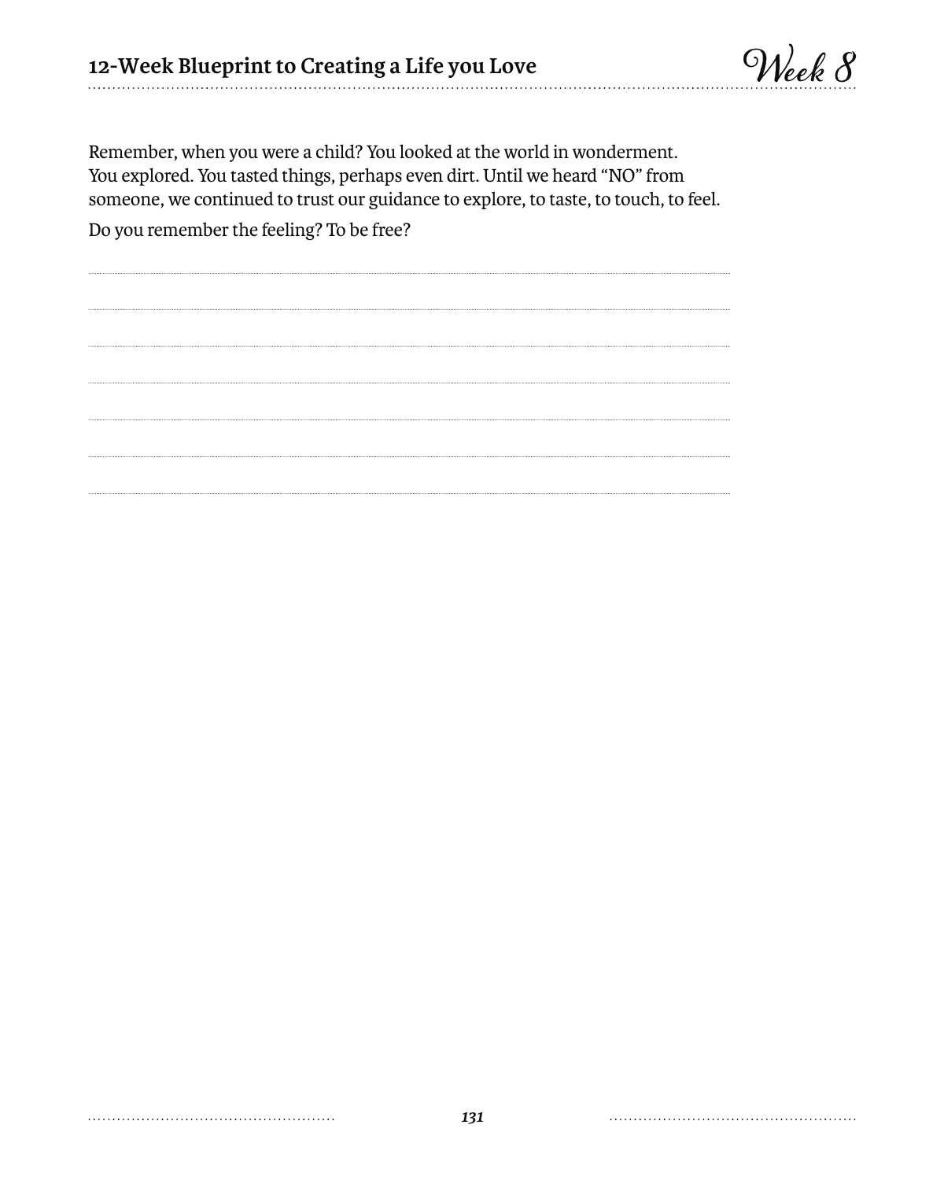Remember, when you were a child? You looked at the world in wonderment. You explored. You tasted things, perhaps even dirt. Until we heard "NO" from someone, we continued to trust our guidance to explore, to taste, to touch, to feel.

Do you remember the feeling? To be free?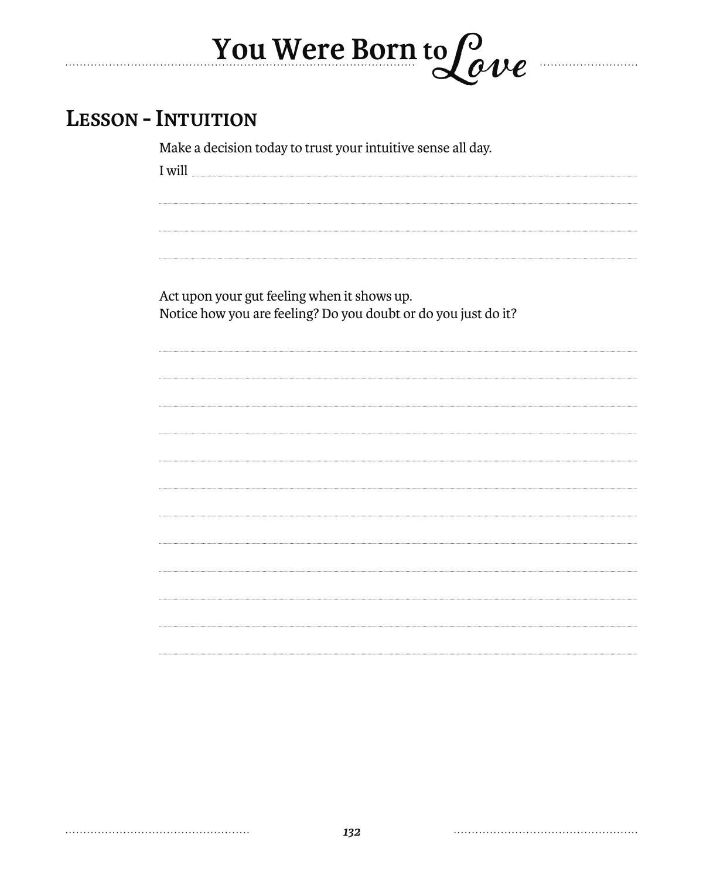## Lesson - Intuition

Make a decision today to trust your intuitive sense all day.

I will

Act upon your gut feeling when it shows up.
Notice how you are feeling? Do you doubt or do you just do it?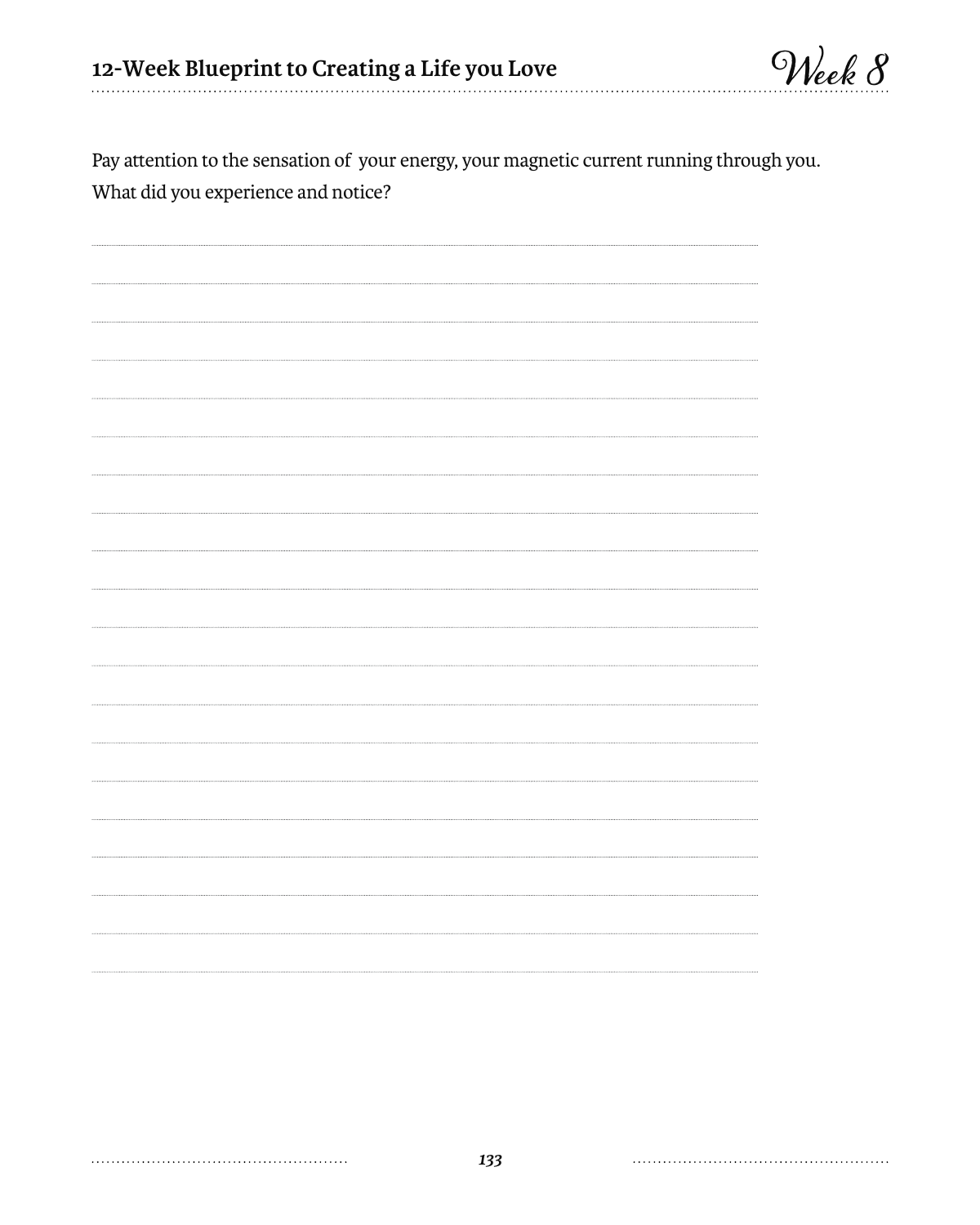Pay attention to the sensation of  your energy, your magnetic current running through you. What did you experience and notice?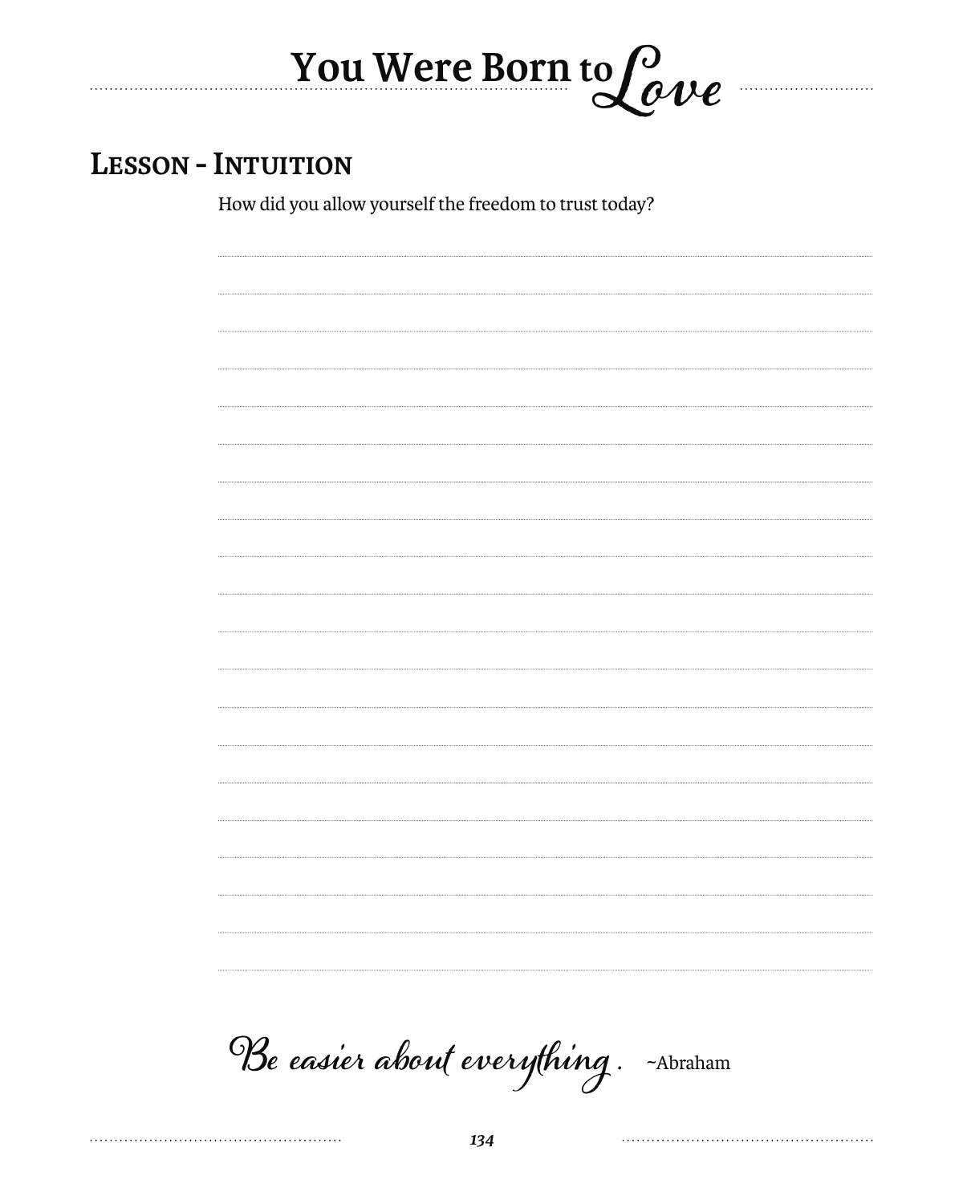## Lesson - Intuition

How did you allow yourself the freedom to trust today?

*Be easier about everything.* ~Abraham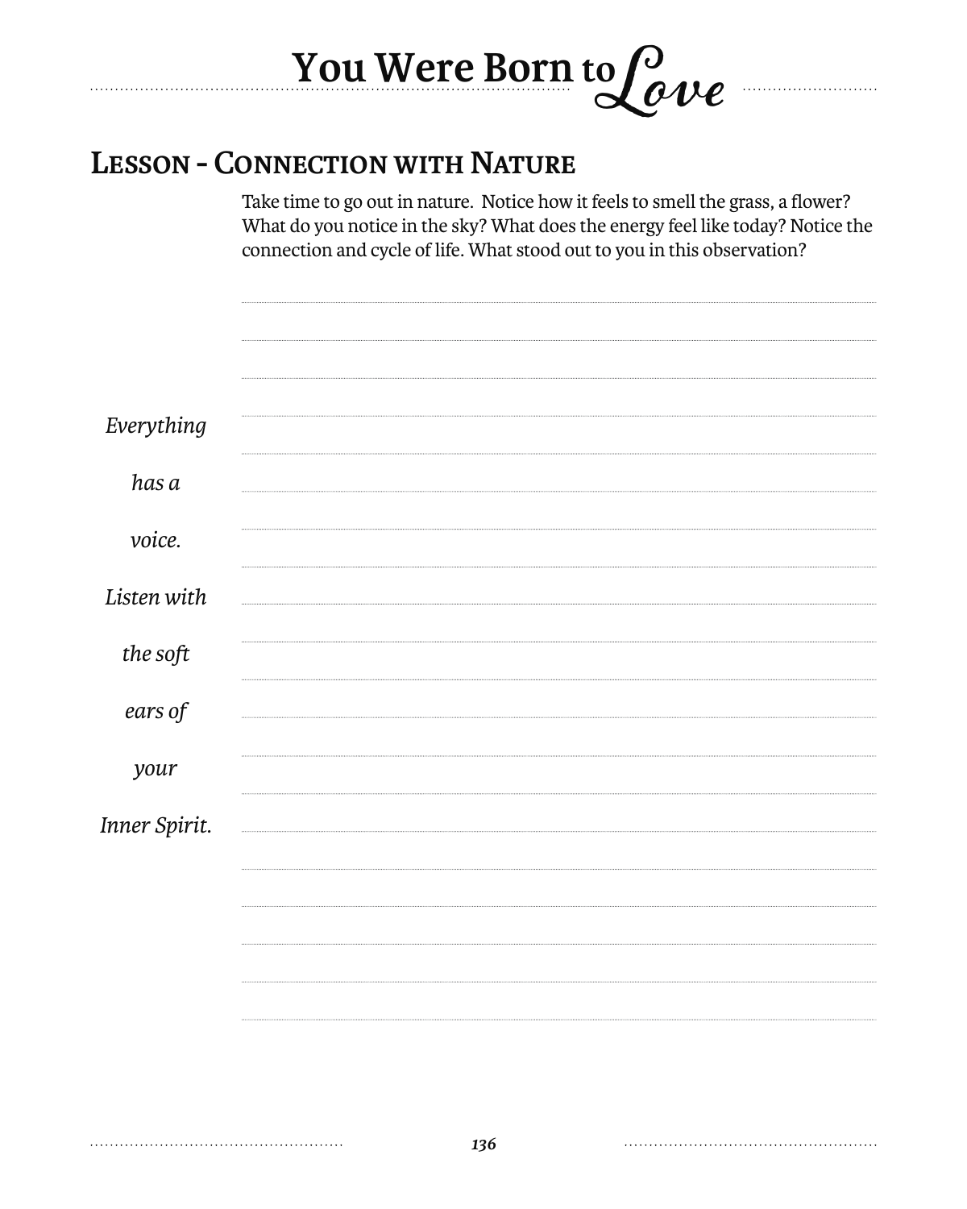## Lesson - Connection with Nature

Take time to go out in nature. Notice how it feels to smell the grass, a flower? What do you notice in the sky? What does the energy feel like today? Notice the connection and cycle of life. What stood out to you in this observation?

*Everything has a voice. Listen with the soft ears of your Inner Spirit.*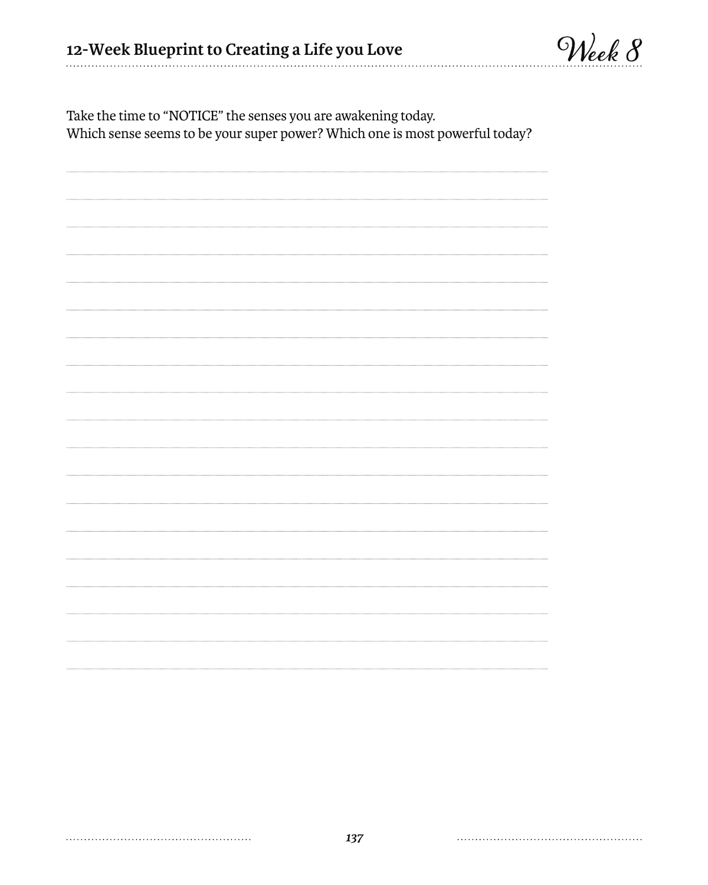Take the time to "NOTICE" the senses you are awakening today.
Which sense seems to be your super power? Which one is most powerful today?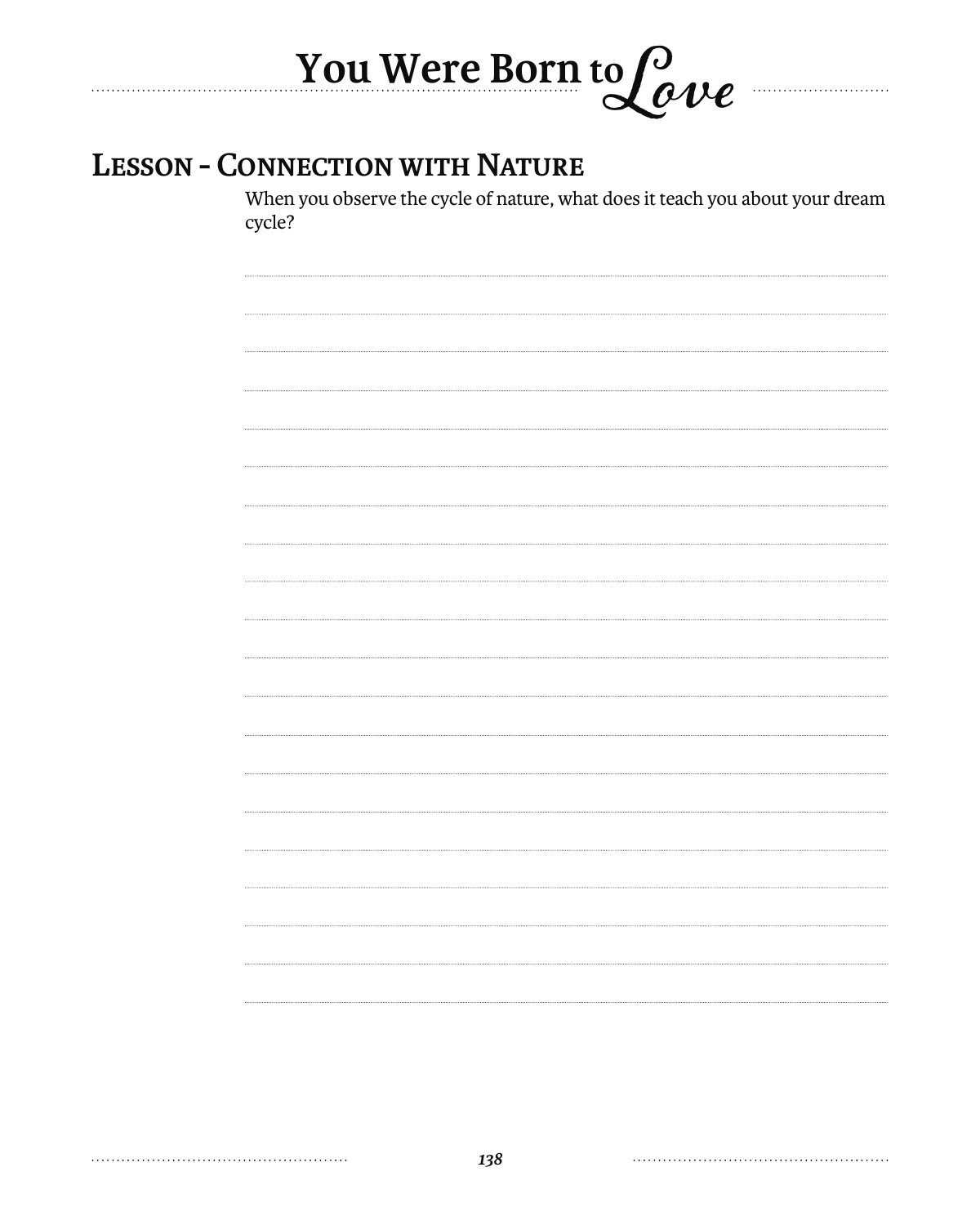## Lesson - Connection with Nature

When you observe the cycle of nature, what does it teach you about your dream cycle?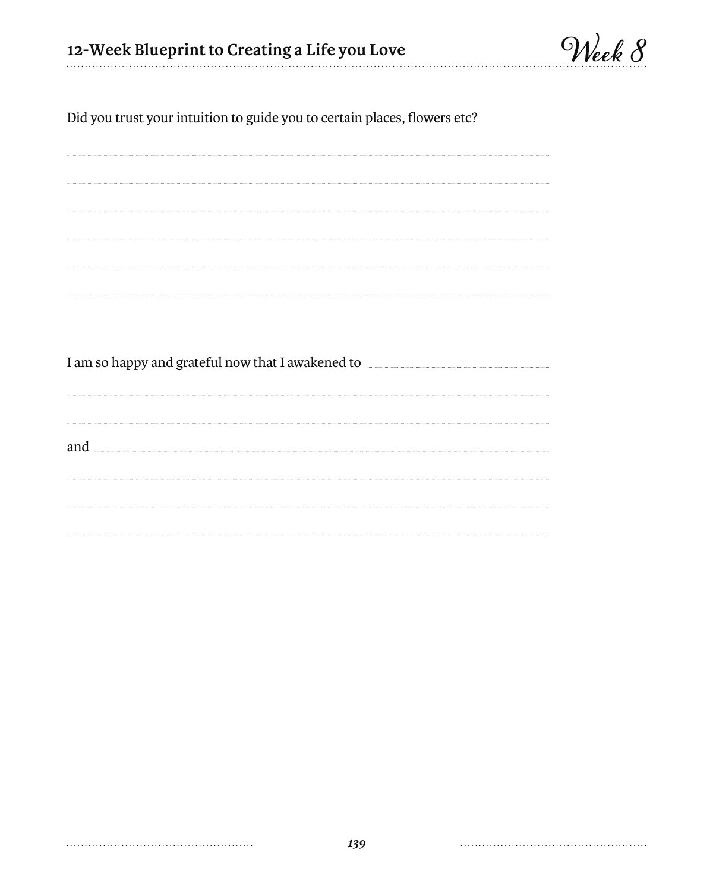Did you trust your intuition to guide you to certain places, flowers etc?

I am so happy and grateful now that I awakened to

and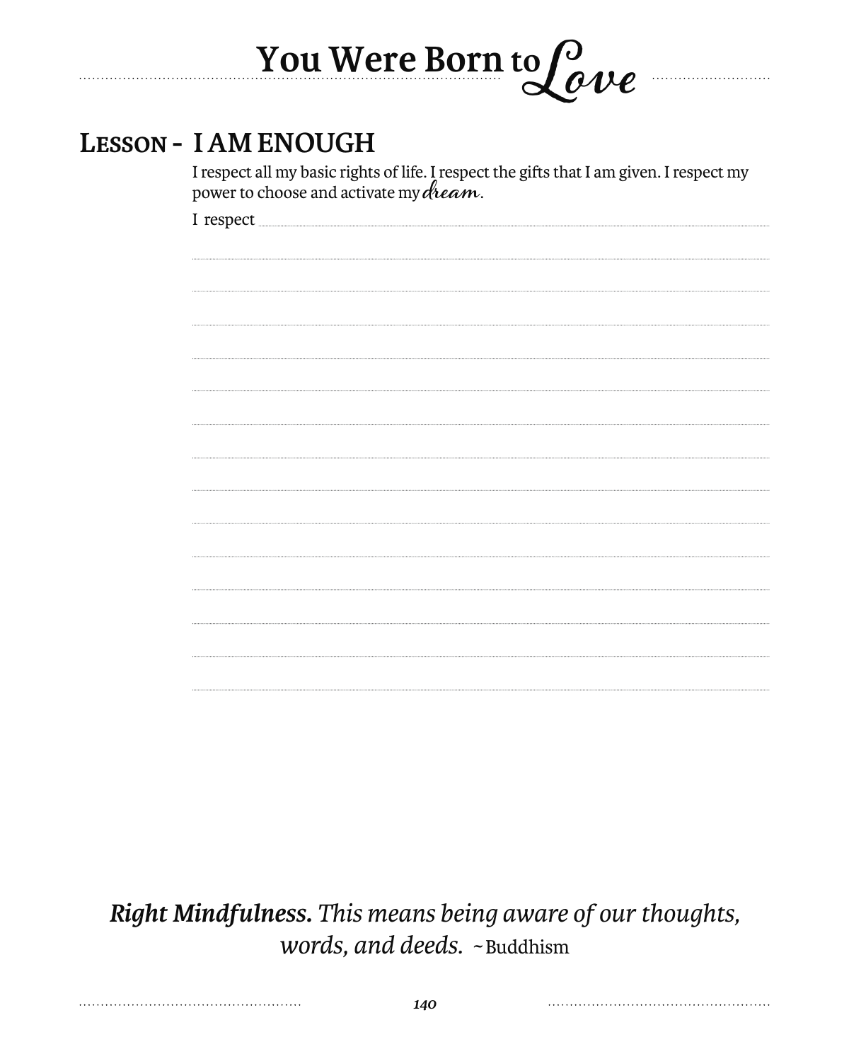## LESSON - I AM ENOUGH

I respect all my basic rights of life. I respect the gifts that I am given. I respect my power to choose and activate my *dream*.

I respect ..............................................................................................................................

.............................................................................................................................................

.............................................................................................................................................

.............................................................................................................................................

.............................................................................................................................................

.............................................................................................................................................

.............................................................................................................................................

.............................................................................................................................................

.............................................................................................................................................

.............................................................................................................................................

.............................................................................................................................................

.............................................................................................................................................

.............................................................................................................................................

.............................................................................................................................................

.............................................................................................................................................

***Right Mindfulness.*** *This means being aware of our thoughts, words, and deeds.* ~Buddhism